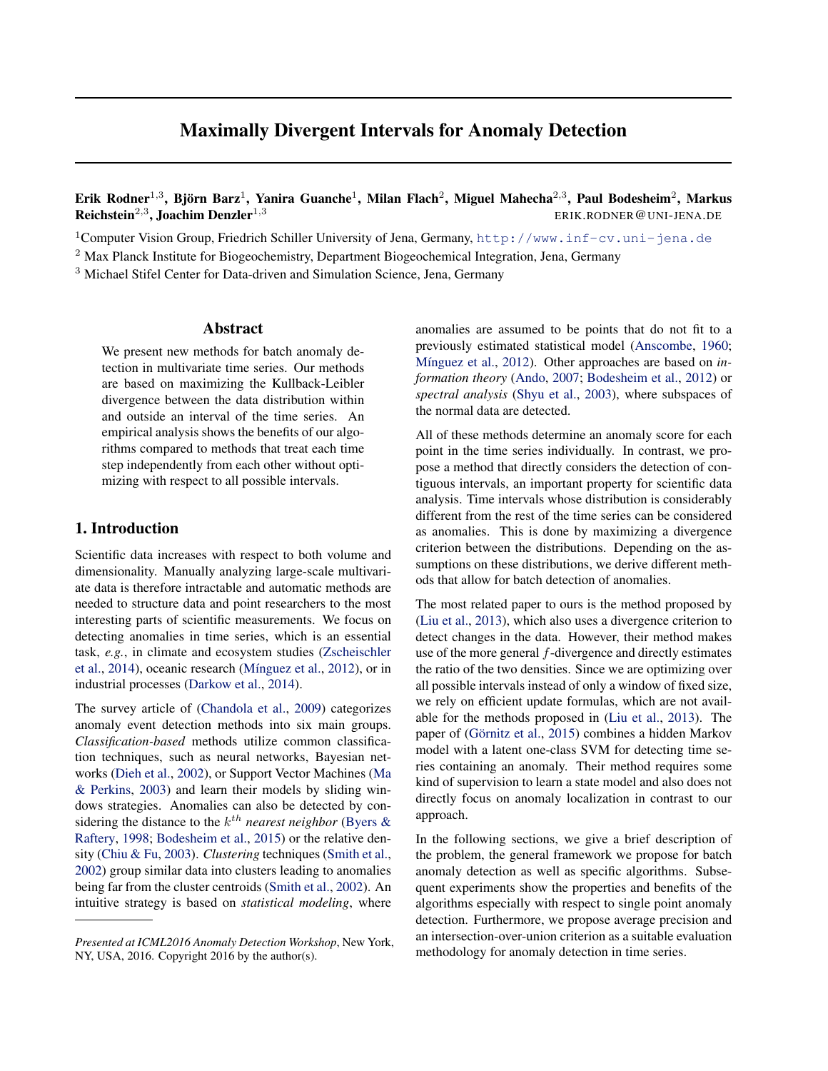# Maximally Divergent Intervals for Anomaly Detection

**Erik Rodner**[1,3], **Björn Barz**[1], **Yanira Guanche**[1], **Milan Flach**[2], **Miguel Mahecha**[2,3], **Paul Bodesheim**[2], **Markus Reichstein**[2,3], **Joachim Denzler**[1,3]
ERIK.RODNER@UNI-JENA.DE

[1]Computer Vision Group, Friedrich Schiller University of Jena, Germany, http://www.inf-cv.uni-jena.de

[2] Max Planck Institute for Biogeochemistry, Department Biogeochemical Integration, Jena, Germany

[3] Michael Stifel Center for Data-driven and Simulation Science, Jena, Germany

## Abstract

We present new methods for batch anomaly detection in multivariate time series. Our methods are based on maximizing the Kullback-Leibler divergence between the data distribution within and outside an interval of the time series. An empirical analysis shows the benefits of our algorithms compared to methods that treat each time step independently from each other without optimizing with respect to all possible intervals.

## 1. Introduction

Scientific data increases with respect to both volume and dimensionality. Manually analyzing large-scale multivariate data is therefore intractable and automatic methods are needed to structure data and point researchers to the most interesting parts of scientific measurements. We focus on detecting anomalies in time series, which is an essential task, *e.g.*, in climate and ecosystem studies (Zscheischler et al., 2014), oceanic research (Mínguez et al., 2012), or in industrial processes (Darkow et al., 2014).

The survey article of (Chandola et al., 2009) categorizes anomaly event detection methods into six main groups. *Classification-based* methods utilize common classification techniques, such as neural networks, Bayesian networks (Dieh et al., 2002), or Support Vector Machines (Ma & Perkins, 2003) and learn their models by sliding windows strategies. Anomalies can also be detected by considering the distance to the $k^{th}$ *nearest neighbor* (Byers & Raftery, 1998; Bodesheim et al., 2015) or the relative density (Chiu & Fu, 2003). *Clustering* techniques (Smith et al., 2002) group similar data into clusters leading to anomalies being far from the cluster centroids (Smith et al., 2002). An intuitive strategy is based on *statistical modeling*, where anomalies are assumed to be points that do not fit to a previously estimated statistical model (Anscombe, 1960; Mínguez et al., 2012). Other approaches are based on *information theory* (Ando, 2007; Bodesheim et al., 2012) or *spectral analysis* (Shyu et al., 2003), where subspaces of the normal data are detected.

All of these methods determine an anomaly score for each point in the time series individually. In contrast, we propose a method that directly considers the detection of contiguous intervals, an important property for scientific data analysis. Time intervals whose distribution is considerably different from the rest of the time series can be considered as anomalies. This is done by maximizing a divergence criterion between the distributions. Depending on the assumptions on these distributions, we derive different methods that allow for batch detection of anomalies.

The most related paper to ours is the method proposed by (Liu et al., 2013), which also uses a divergence criterion to detect changes in the data. However, their method makes use of the more general $f$-divergence and directly estimates the ratio of the two densities. Since we are optimizing over all possible intervals instead of only a window of fixed size, we rely on efficient update formulas, which are not available for the methods proposed in (Liu et al., 2013). The paper of (Görnitz et al., 2015) combines a hidden Markov model with a latent one-class SVM for detecting time series containing an anomaly. Their method requires some kind of supervision to learn a state model and also does not directly focus on anomaly localization in contrast to our approach.

In the following sections, we give a brief description of the problem, the general framework we propose for batch anomaly detection as well as specific algorithms. Subsequent experiments show the properties and benefits of the algorithms especially with respect to single point anomaly detection. Furthermore, we propose average precision and an intersection-over-union criterion as a suitable evaluation methodology for anomaly detection in time series.

---

*Presented at ICML2016 Anomaly Detection Workshop*, New York, NY, USA, 2016. Copyright 2016 by the author(s).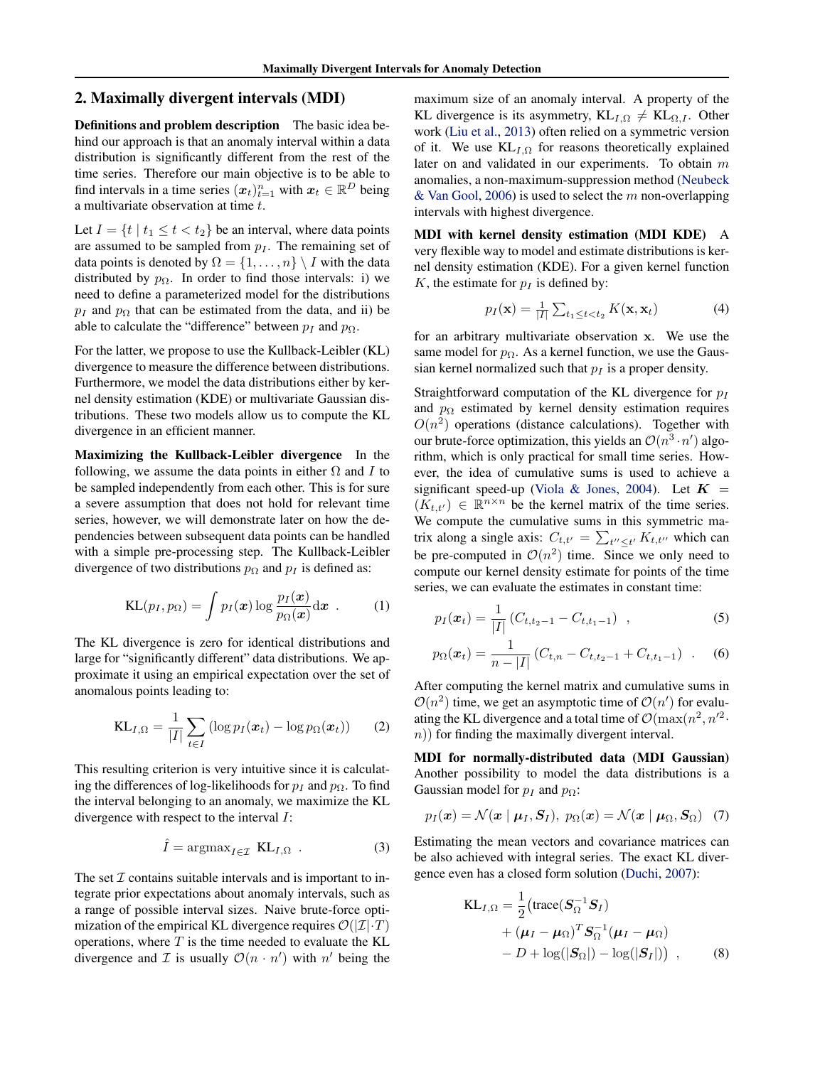## 2. Maximally divergent intervals (MDI)

**Definitions and problem description** The basic idea behind our approach is that an anomaly interval within a data distribution is significantly different from the rest of the time series. Therefore our main objective is to be able to find intervals in a time series $(\boldsymbol{x}_t)_{t=1}^n$ with $\boldsymbol{x}_t \in \mathbb{R}^D$ being a multivariate observation at time $t$.

Let $I = \{t \mid t_1 \leq t < t_2\}$ be an interval, where data points are assumed to be sampled from $p_I$. The remaining set of data points is denoted by $\Omega = \{1, \ldots, n\} \setminus I$ with the data distributed by $p_\Omega$. In order to find those intervals: i) we need to define a parameterized model for the distributions $p_I$ and $p_\Omega$ that can be estimated from the data, and ii) be able to calculate the "difference" between $p_I$ and $p_\Omega$.

For the latter, we propose to use the Kullback-Leibler (KL) divergence to measure the difference between distributions. Furthermore, we model the data distributions either by kernel density estimation (KDE) or multivariate Gaussian distributions. These two models allow us to compute the KL divergence in an efficient manner.

**Maximizing the Kullback-Leibler divergence** In the following, we assume the data points in either $\Omega$ and $I$ to be sampled independently from each other. This is for sure a severe assumption that does not hold for relevant time series, however, we will demonstrate later on how the dependencies between subsequent data points can be handled with a simple pre-processing step. The Kullback-Leibler divergence of two distributions $p_\Omega$ and $p_I$ is defined as:

$$\mathrm{KL}(p_I, p_\Omega) = \int p_I(\boldsymbol{x}) \log \frac{p_I(\boldsymbol{x})}{p_\Omega(\boldsymbol{x})} \mathrm{d}\boldsymbol{x} \ . \tag{1}$$

The KL divergence is zero for identical distributions and large for "significantly different" data distributions. We approximate it using an empirical expectation over the set of anomalous points leading to:

$$\mathrm{KL}_{I,\Omega} = \frac{1}{|I|} \sum_{t \in I} \left( \log p_I(\boldsymbol{x}_t) - \log p_\Omega(\boldsymbol{x}_t) \right) \tag{2}$$

This resulting criterion is very intuitive since it is calculating the differences of log-likelihoods for $p_I$ and $p_\Omega$. To find the interval belonging to an anomaly, we maximize the KL divergence with respect to the interval $I$:

$$\hat{I} = \mathrm{argmax}_{I \in \mathcal{I}} \ \mathrm{KL}_{I,\Omega} \ . \tag{3}$$

The set $\mathcal{I}$ contains suitable intervals and is important to integrate prior expectations about anomaly intervals, such as a range of possible interval sizes. Naive brute-force optimization of the empirical KL divergence requires $\mathcal{O}(|\mathcal{I}| \cdot T)$ operations, where $T$ is the time needed to evaluate the KL divergence and $\mathcal{I}$ is usually $\mathcal{O}(n \cdot n')$ with $n'$ being the maximum size of an anomaly interval. A property of the KL divergence is its asymmetry, $\mathrm{KL}_{I,\Omega} \neq \mathrm{KL}_{\Omega,I}$. Other work (Liu et al., 2013) often relied on a symmetric version of it. We use $\mathrm{KL}_{I,\Omega}$ for reasons theoretically explained later on and validated in our experiments. To obtain $m$ anomalies, a non-maximum-suppression method (Neubeck & Van Gool, 2006) is used to select the $m$ non-overlapping intervals with highest divergence.

**MDI with kernel density estimation (MDI KDE)** A very flexible way to model and estimate distributions is kernel density estimation (KDE). For a given kernel function $K$, the estimate for $p_I$ is defined by:

$$p_I(\mathbf{x}) = \frac{1}{|I|} \sum_{t_1 \leq t < t_2} K(\mathbf{x}, \mathbf{x}_t) \tag{4}$$

for an arbitrary multivariate observation $\mathbf{x}$. We use the same model for $p_\Omega$. As a kernel function, we use the Gaussian kernel normalized such that $p_I$ is a proper density.

Straightforward computation of the KL divergence for $p_I$ and $p_\Omega$ estimated by kernel density estimation requires $O(n^2)$ operations (distance calculations). Together with our brute-force optimization, this yields an $\mathcal{O}(n^3 \cdot n')$ algorithm, which is only practical for small time series. However, the idea of cumulative sums is used to achieve a significant speed-up (Viola & Jones, 2004). Let $\boldsymbol{K} = (K_{t,t'}) \in \mathbb{R}^{n \times n}$ be the kernel matrix of the time series. We compute the cumulative sums in this symmetric matrix along a single axis: $C_{t,t'} = \sum_{t'' \leq t'} K_{t,t''}$ which can be pre-computed in $\mathcal{O}(n^2)$ time. Since we only need to compute our kernel density estimate for points of the time series, we can evaluate the estimates in constant time:

$$p_I(\boldsymbol{x}_t) = \frac{1}{|I|} \left( C_{t,t_2-1} - C_{t,t_1-1} \right) \ , \tag{5}$$

$$p_\Omega(\boldsymbol{x}_t) = \frac{1}{n - |I|} \left( C_{t,n} - C_{t,t_2-1} + C_{t,t_1-1} \right) \ . \tag{6}$$

After computing the kernel matrix and cumulative sums in $\mathcal{O}(n^2)$ time, we get an asymptotic time of $\mathcal{O}(n')$ for evaluating the KL divergence and a total time of $\mathcal{O}(\max(n^2, n'^2 \cdot n))$ for finding the maximally divergent interval.

**MDI for normally-distributed data (MDI Gaussian)** Another possibility to model the data distributions is a Gaussian model for $p_I$ and $p_\Omega$:

$$p_I(\boldsymbol{x}) = \mathcal{N}(\boldsymbol{x} \mid \boldsymbol{\mu}_I, \boldsymbol{S}_I), \ p_\Omega(\boldsymbol{x}) = \mathcal{N}(\boldsymbol{x} \mid \boldsymbol{\mu}_\Omega, \boldsymbol{S}_\Omega) \tag{7}$$

Estimating the mean vectors and covariance matrices can be also achieved with integral series. The exact KL divergence even has a closed form solution (Duchi, 2007):

$$\begin{aligned} \mathrm{KL}_{I,\Omega} = \frac{1}{2} \big( & \mathrm{trace}(\boldsymbol{S}_\Omega^{-1} \boldsymbol{S}_I) \\ & + (\boldsymbol{\mu}_I - \boldsymbol{\mu}_\Omega)^T \boldsymbol{S}_\Omega^{-1} (\boldsymbol{\mu}_I - \boldsymbol{\mu}_\Omega) \\ & - D + \log(|\boldsymbol{S}_\Omega|) - \log(|\boldsymbol{S}_I|) \big) \ , \end{aligned} \tag{8}$$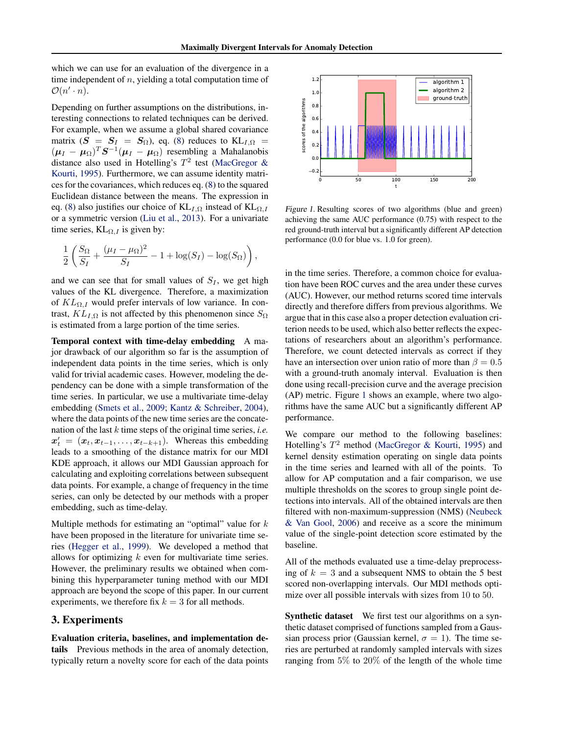which we can use for an evaluation of the divergence in a time independent of $n$, yielding a total computation time of $\mathcal{O}(n' \cdot n)$.

Depending on further assumptions on the distributions, interesting connections to related techniques can be derived. For example, when we assume a global shared covariance matrix ($\boldsymbol{S} = \boldsymbol{S}_I = \boldsymbol{S}_\Omega$), eq. (8) reduces to $\text{KL}_{I,\Omega} = (\boldsymbol{\mu}_I - \boldsymbol{\mu}_\Omega)^T \boldsymbol{S}^{-1} (\boldsymbol{\mu}_I - \boldsymbol{\mu}_\Omega)$ resembling a Mahalanobis distance also used in Hotelling's $T^2$ test (MacGregor & Kourti, 1995). Furthermore, we can assume identity matrices for the covariances, which reduces eq. (8) to the squared Euclidean distance between the means. The expression in eq. (8) also justifies our choice of $\text{KL}_{I,\Omega}$ instead of $\text{KL}_{\Omega,I}$ or a symmetric version (Liu et al., 2013). For a univariate time series, $\text{KL}_{\Omega,I}$ is given by:

$$\frac{1}{2}\left(\frac{S_\Omega}{S_I} + \frac{(\mu_I - \mu_\Omega)^2}{S_I} - 1 + \log(S_I) - \log(S_\Omega)\right),$$

and we can see that for small values of $S_I$, we get high values of the KL divergence. Therefore, a maximization of $KL_{\Omega,I}$ would prefer intervals of low variance. In contrast, $KL_{I,\Omega}$ is not affected by this phenomenon since $S_\Omega$ is estimated from a large portion of the time series.

**Temporal context with time-delay embedding** A major drawback of our algorithm so far is the assumption of independent data points in the time series, which is only valid for trivial academic cases. However, modeling the dependency can be done with a simple transformation of the time series. In particular, we use a multivariate time-delay embedding (Smets et al., 2009; Kantz & Schreiber, 2004), where the data points of the new time series are the concatenation of the last $k$ time steps of the original time series, *i.e.* $\boldsymbol{x}'_t = (\boldsymbol{x}_t, \boldsymbol{x}_{t-1}, \ldots, \boldsymbol{x}_{t-k+1})$. Whereas this embedding leads to a smoothing of the distance matrix for our MDI KDE approach, it allows our MDI Gaussian approach for calculating and exploiting correlations between subsequent data points. For example, a change of frequency in the time series, can only be detected by our methods with a proper embedding, such as time-delay.

Multiple methods for estimating an "optimal" value for $k$ have been proposed in the literature for univariate time series (Hegger et al., 1999). We developed a method that allows for optimizing $k$ even for multivariate time series. However, the preliminary results we obtained when combining this hyperparameter tuning method with our MDI approach are beyond the scope of this paper. In our current experiments, we therefore fix $k = 3$ for all methods.

## 3. Experiments

**Evaluation criteria, baselines, and implementation details** Previous methods in the area of anomaly detection, typically return a novelty score for each of the data points in the time series. Therefore, a common choice for evaluation have been ROC curves and the area under these curves (AUC). However, our method returns scored time intervals directly and therefore differs from previous algorithms. We argue that in this case also a proper detection evaluation criterion needs to be used, which also better reflects the expectations of researchers about an algorithm's performance. Therefore, we count detected intervals as correct if they have an intersection over union ratio of more than $\beta = 0.5$ with a ground-truth anomaly interval. Evaluation is then done using recall-precision curve and the average precision (AP) metric. Figure 1 shows an example, where two algorithms have the same AUC but a significantly different AP performance.

*Figure 1.* Resulting scores of two algorithms (blue and green) achieving the same AUC performance (0.75) with respect to the red ground-truth interval but a significantly different AP detection performance (0.0 for blue vs. 1.0 for green).

We compare our method to the following baselines: Hotelling's $T^2$ method (MacGregor & Kourti, 1995) and kernel density estimation operating on single data points in the time series and learned with all of the points. To allow for AP computation and a fair comparison, we use multiple thresholds on the scores to group single point detections into intervals. All of the obtained intervals are then filtered with non-maximum-suppression (NMS) (Neubeck & Van Gool, 2006) and receive as a score the minimum value of the single-point detection score estimated by the baseline.

All of the methods evaluated use a time-delay preprocessing of $k = 3$ and a subsequent NMS to obtain the 5 best scored non-overlapping intervals. Our MDI methods optimize over all possible intervals with sizes from 10 to 50.

**Synthetic dataset** We first test our algorithms on a synthetic dataset comprised of functions sampled from a Gaussian process prior (Gaussian kernel, $\sigma = 1$). The time series are perturbed at randomly sampled intervals with sizes ranging from 5% to 20% of the length of the whole time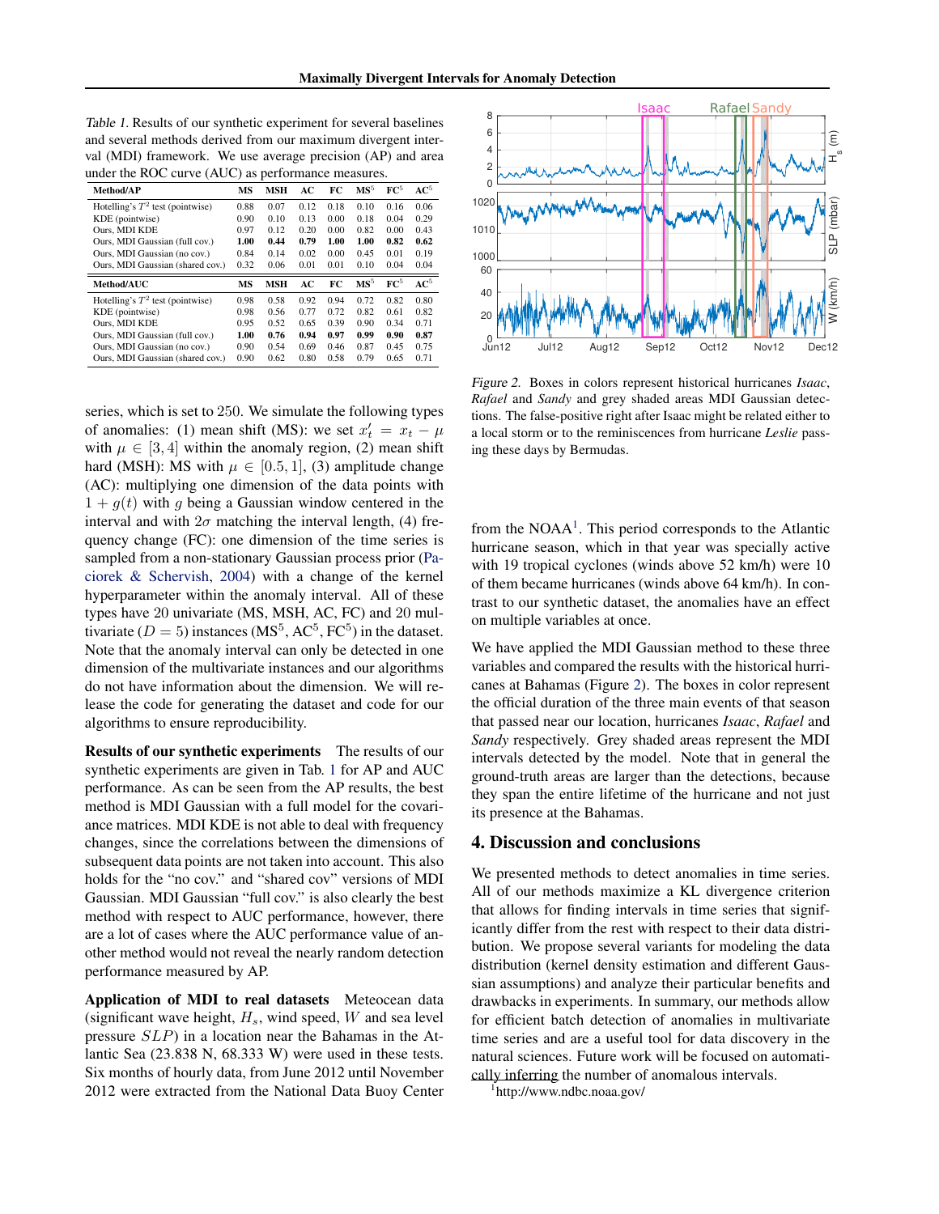*Table 1.* Results of our synthetic experiment for several baselines and several methods derived from our maximum divergent interval (MDI) framework. We use average precision (AP) and area under the ROC curve (AUC) as performance measures.

| Method/AP | MS | MSH | AC | FC | $MS^5$ | $FC^5$ | $AC^5$ |
|---|---|---|---|---|---|---|---|
| Hotelling's $T^2$ test (pointwise) | 0.88 | 0.07 | 0.12 | 0.18 | 0.10 | 0.16 | 0.06 |
| KDE (pointwise) | 0.90 | 0.10 | 0.13 | 0.00 | 0.18 | 0.04 | 0.29 |
| Ours, MDI KDE | 0.97 | 0.12 | 0.20 | 0.00 | 0.82 | 0.00 | 0.43 |
| Ours, MDI Gaussian (full cov.) | **1.00** | **0.44** | **0.79** | **1.00** | **1.00** | **0.82** | **0.62** |
| Ours, MDI Gaussian (no cov.) | 0.84 | 0.14 | 0.02 | 0.00 | 0.45 | 0.01 | 0.19 |
| Ours, MDI Gaussian (shared cov.) | 0.32 | 0.06 | 0.01 | 0.01 | 0.10 | 0.04 | 0.04 |
| **Method/AUC** | **MS** | **MSH** | **AC** | **FC** | **$MS^5$** | **$FC^5$** | **$AC^5$** |
| Hotelling's $T^2$ test (pointwise) | 0.98 | 0.58 | 0.92 | 0.94 | 0.72 | 0.82 | 0.80 |
| KDE (pointwise) | 0.98 | 0.56 | 0.77 | 0.72 | 0.82 | 0.61 | 0.82 |
| Ours, MDI KDE | 0.95 | 0.52 | 0.65 | 0.39 | 0.90 | 0.34 | 0.71 |
| Ours, MDI Gaussian (full cov.) | **1.00** | **0.76** | **0.94** | **0.97** | **0.99** | **0.90** | **0.87** |
| Ours, MDI Gaussian (no cov.) | 0.90 | 0.54 | 0.69 | 0.46 | 0.87 | 0.45 | 0.75 |
| Ours, MDI Gaussian (shared cov.) | 0.90 | 0.62 | 0.80 | 0.58 | 0.79 | 0.65 | 0.71 |

series, which is set to 250. We simulate the following types of anomalies: (1) mean shift (MS): we set $x'_t = x_t - \mu$ with $\mu \in [3, 4]$ within the anomaly region, (2) mean shift hard (MSH): MS with $\mu \in [0.5, 1]$, (3) amplitude change (AC): multiplying one dimension of the data points with $1 + g(t)$ with $g$ being a Gaussian window centered in the interval and with $2\sigma$ matching the interval length, (4) frequency change (FC): one dimension of the time series is sampled from a non-stationary Gaussian process prior (Paciorek & Schervish, 2004) with a change of the kernel hyperparameter within the anomaly interval. All of these types have 20 univariate (MS, MSH, AC, FC) and 20 multivariate ($D = 5$) instances ($MS^5$, $AC^5$, $FC^5$) in the dataset. Note that the anomaly interval can only be detected in one dimension of the multivariate instances and our algorithms do not have information about the dimension. We will release the code for generating the dataset and code for our algorithms to ensure reproducibility.

**Results of our synthetic experiments** The results of our synthetic experiments are given in Tab. 1 for AP and AUC performance. As can be seen from the AP results, the best method is MDI Gaussian with a full model for the covariance matrices. MDI KDE is not able to deal with frequency changes, since the correlations between the dimensions of subsequent data points are not taken into account. This also holds for the "no cov." and "shared cov" versions of MDI Gaussian. MDI Gaussian "full cov." is also clearly the best method with respect to AUC performance, however, there are a lot of cases where the AUC performance value of another method would not reveal the nearly random detection performance measured by AP.

**Application of MDI to real datasets** Meteocean data (significant wave height, $H_s$, wind speed, $W$ and sea level pressure $SLP$) in a location near the Bahamas in the Atlantic Sea (23.838 N, 68.333 W) were used in these tests. Six months of hourly data, from June 2012 until November 2012 were extracted from the National Data Buoy Center from the NOAA[1]. This period corresponds to the Atlantic hurricane season, which in that year was specially active with 19 tropical cyclones (winds above 52 km/h) were 10 of them became hurricanes (winds above 64 km/h). In contrast to our synthetic dataset, the anomalies have an effect on multiple variables at once.

*Figure 2.* Boxes in colors represent historical hurricanes *Isaac*, *Rafael* and *Sandy* and grey shaded areas MDI Gaussian detections. The false-positive right after Isaac might be related either to a local storm or to the reminiscences from hurricane *Leslie* passing these days by Bermudas.

We have applied the MDI Gaussian method to these three variables and compared the results with the historical hurricanes at Bahamas (Figure 2). The boxes in color represent the official duration of the three main events of that season that passed near our location, hurricanes *Isaac*, *Rafael* and *Sandy* respectively. Grey shaded areas represent the MDI intervals detected by the model. Note that in general the ground-truth areas are larger than the detections, because they span the entire lifetime of the hurricane and not just its presence at the Bahamas.

## 4. Discussion and conclusions

We presented methods to detect anomalies in time series. All of our methods maximize a KL divergence criterion that allows for finding intervals in time series that significantly differ from the rest with respect to their data distribution. We propose several variants for modeling the data distribution (kernel density estimation and different Gaussian assumptions) and analyze their particular benefits and drawbacks in experiments. In summary, our methods allow for efficient batch detection of anomalies in multivariate time series and are a useful tool for data discovery in the natural sciences. Future work will be focused on automatically inferring the number of anomalous intervals.

[1] http://www.ndbc.noaa.gov/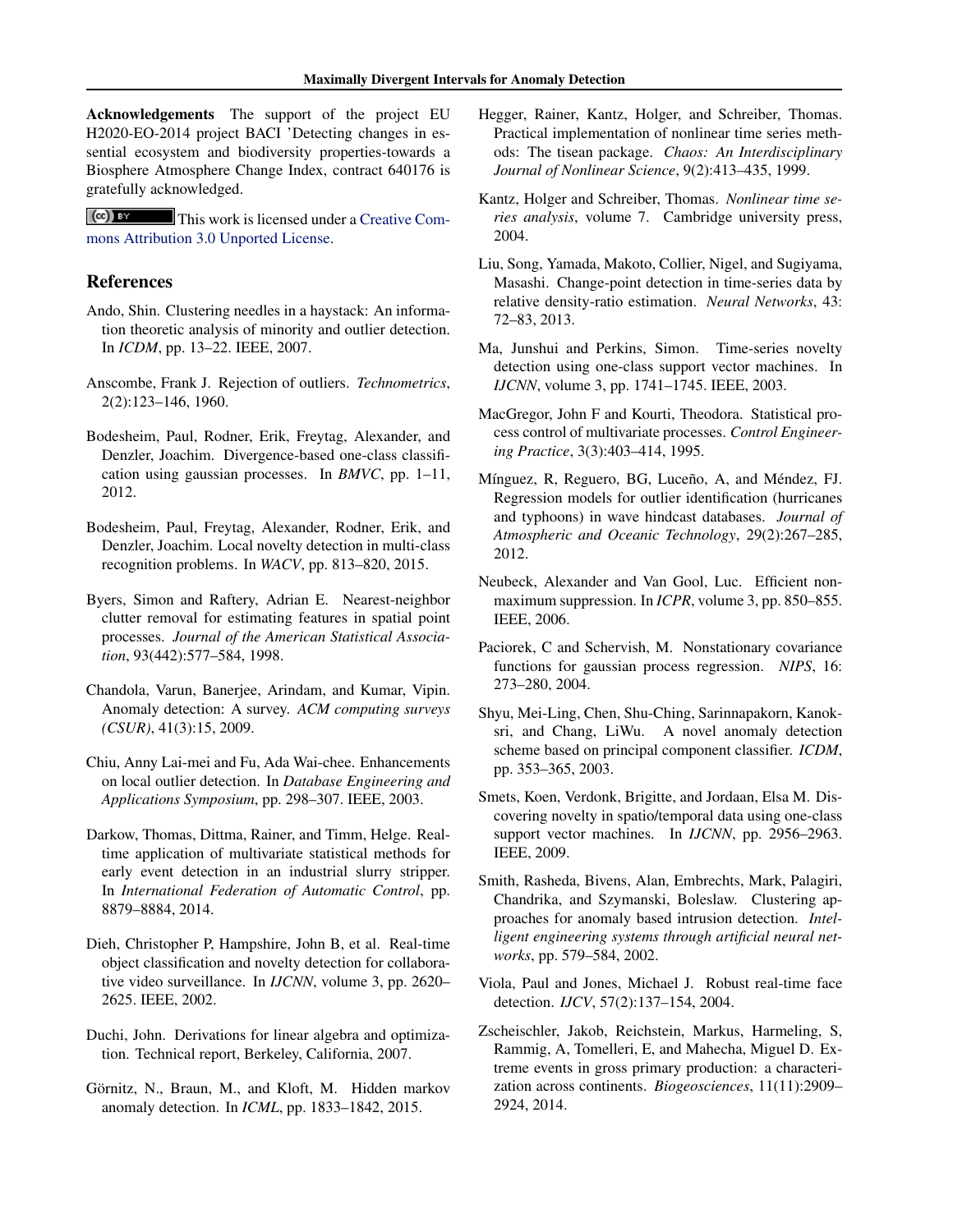**Acknowledgements** The support of the project EU H2020-EO-2014 project BACI 'Detecting changes in essential ecosystem and biodiversity properties-towards a Biosphere Atmosphere Change Index, contract 640176 is gratefully acknowledged.

(cc) BY This work is licensed under a Creative Commons Attribution 3.0 Unported License.

## References

Ando, Shin. Clustering needles in a haystack: An information theoretic analysis of minority and outlier detection. In *ICDM*, pp. 13–22. IEEE, 2007.

Anscombe, Frank J. Rejection of outliers. *Technometrics*, 2(2):123–146, 1960.

Bodesheim, Paul, Rodner, Erik, Freytag, Alexander, and Denzler, Joachim. Divergence-based one-class classification using gaussian processes. In *BMVC*, pp. 1–11, 2012.

Bodesheim, Paul, Freytag, Alexander, Rodner, Erik, and Denzler, Joachim. Local novelty detection in multi-class recognition problems. In *WACV*, pp. 813–820, 2015.

Byers, Simon and Raftery, Adrian E. Nearest-neighbor clutter removal for estimating features in spatial point processes. *Journal of the American Statistical Association*, 93(442):577–584, 1998.

Chandola, Varun, Banerjee, Arindam, and Kumar, Vipin. Anomaly detection: A survey. *ACM computing surveys (CSUR)*, 41(3):15, 2009.

Chiu, Anny Lai-mei and Fu, Ada Wai-chee. Enhancements on local outlier detection. In *Database Engineering and Applications Symposium*, pp. 298–307. IEEE, 2003.

Darkow, Thomas, Dittma, Rainer, and Timm, Helge. Real-time application of multivariate statistical methods for early event detection in an industrial slurry stripper. In *International Federation of Automatic Control*, pp. 8879–8884, 2014.

Dieh, Christopher P, Hampshire, John B, et al. Real-time object classification and novelty detection for collaborative video surveillance. In *IJCNN*, volume 3, pp. 2620–2625. IEEE, 2002.

Duchi, John. Derivations for linear algebra and optimization. Technical report, Berkeley, California, 2007.

Görnitz, N., Braun, M., and Kloft, M. Hidden markov anomaly detection. In *ICML*, pp. 1833–1842, 2015.

Hegger, Rainer, Kantz, Holger, and Schreiber, Thomas. Practical implementation of nonlinear time series methods: The tisean package. *Chaos: An Interdisciplinary Journal of Nonlinear Science*, 9(2):413–435, 1999.

Kantz, Holger and Schreiber, Thomas. *Nonlinear time series analysis*, volume 7. Cambridge university press, 2004.

Liu, Song, Yamada, Makoto, Collier, Nigel, and Sugiyama, Masashi. Change-point detection in time-series data by relative density-ratio estimation. *Neural Networks*, 43: 72–83, 2013.

Ma, Junshui and Perkins, Simon. Time-series novelty detection using one-class support vector machines. In *IJCNN*, volume 3, pp. 1741–1745. IEEE, 2003.

MacGregor, John F and Kourti, Theodora. Statistical process control of multivariate processes. *Control Engineering Practice*, 3(3):403–414, 1995.

Mínguez, R, Reguero, BG, Luceño, A, and Méndez, FJ. Regression models for outlier identification (hurricanes and typhoons) in wave hindcast databases. *Journal of Atmospheric and Oceanic Technology*, 29(2):267–285, 2012.

Neubeck, Alexander and Van Gool, Luc. Efficient non-maximum suppression. In *ICPR*, volume 3, pp. 850–855. IEEE, 2006.

Paciorek, C and Schervish, M. Nonstationary covariance functions for gaussian process regression. *NIPS*, 16: 273–280, 2004.

Shyu, Mei-Ling, Chen, Shu-Ching, Sarinnapakorn, Kanoksri, and Chang, LiWu. A novel anomaly detection scheme based on principal component classifier. *ICDM*, pp. 353–365, 2003.

Smets, Koen, Verdonk, Brigitte, and Jordaan, Elsa M. Discovering novelty in spatio/temporal data using one-class support vector machines. In *IJCNN*, pp. 2956–2963. IEEE, 2009.

Smith, Rasheda, Bivens, Alan, Embrechts, Mark, Palagiri, Chandrika, and Szymanski, Boleslaw. Clustering approaches for anomaly based intrusion detection. *Intelligent engineering systems through artificial neural networks*, pp. 579–584, 2002.

Viola, Paul and Jones, Michael J. Robust real-time face detection. *IJCV*, 57(2):137–154, 2004.

Zscheischler, Jakob, Reichstein, Markus, Harmeling, S, Rammig, A, Tomelleri, E, and Mahecha, Miguel D. Extreme events in gross primary production: a characterization across continents. *Biogeosciences*, 11(11):2909–2924, 2014.